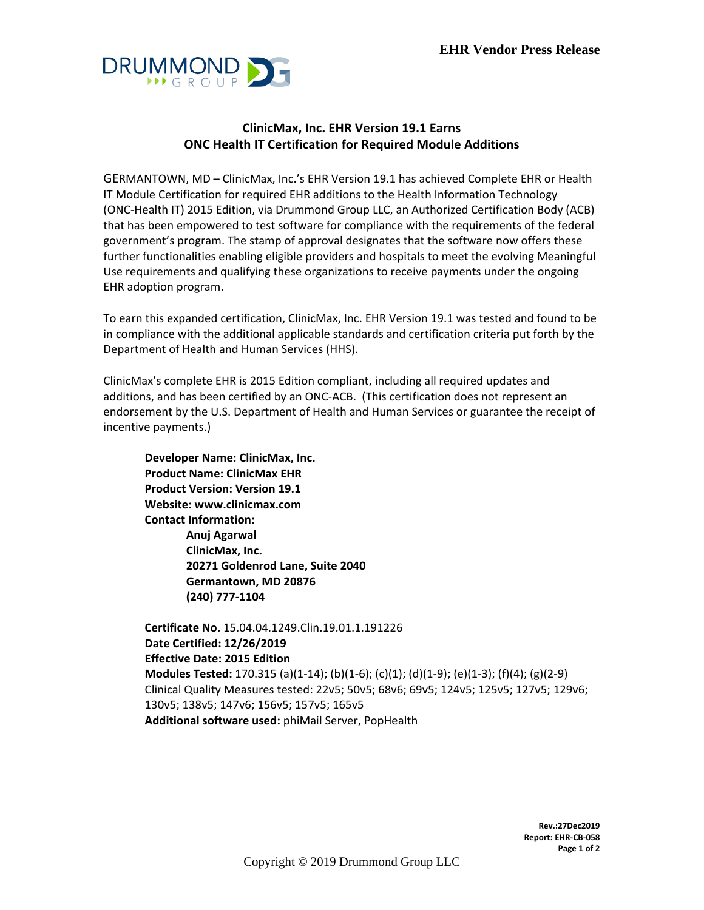**EHR Vendor Press Release**

## ClinicMax, Inc. EHR Version 19.1 Earns ONC Health IT Certification for Required Module Additions

GERMANTOWN, MD – ClinicMax, Inc.'s EHR Version 19.1 has achieved Complete EHR or Health IT Module Certification for required EHR additions to the Health Information Technology (ONC-Health IT) 2015 Edition, via Drummond Group LLC, an Authorized Certification Body (ACB) that has been empowered to test software for compliance with the requirements of the federal government's program. The stamp of approval designates that the software now offers these further functionalities enabling eligible providers and hospitals to meet the evolving Meaningful Use requirements and qualifying these organizations to receive payments under the ongoing EHR adoption program.

To earn this expanded certification, ClinicMax, Inc. EHR Version 19.1 was tested and found to be in compliance with the additional applicable standards and certification criteria put forth by the Department of Health and Human Services (HHS).

ClinicMax's complete EHR is 2015 Edition compliant, including all required updates and additions, and has been certified by an ONC-ACB. (This certification does not represent an endorsement by the U.S. Department of Health and Human Services or guarantee the receipt of incentive payments.)

**Developer Name: ClinicMax, Inc.**
**Product Name: ClinicMax EHR**
**Product Version: Version 19.1**
**Website: www.clinicmax.com**
**Contact Information:**
**Anuj Agarwal**
**ClinicMax, Inc.**
**20271 Goldenrod Lane, Suite 2040**
**Germantown, MD 20876**
**(240) 777-1104**

**Certificate No.** 15.04.04.1249.Clin.19.01.1.191226
**Date Certified: 12/26/2019**
**Effective Date: 2015 Edition**
**Modules Tested:** 170.315 (a)(1-14); (b)(1-6); (c)(1); (d)(1-9); (e)(1-3); (f)(4); (g)(2-9)
Clinical Quality Measures tested: 22v5; 50v5; 68v6; 69v5; 124v5; 125v5; 127v5; 129v6; 130v5; 138v5; 147v6; 156v5; 157v5; 165v5
**Additional software used:** phiMail Server, PopHealth

Rev.:27Dec2019
Report: EHR-CB-058

Copyright © 2019 Drummond Group LLC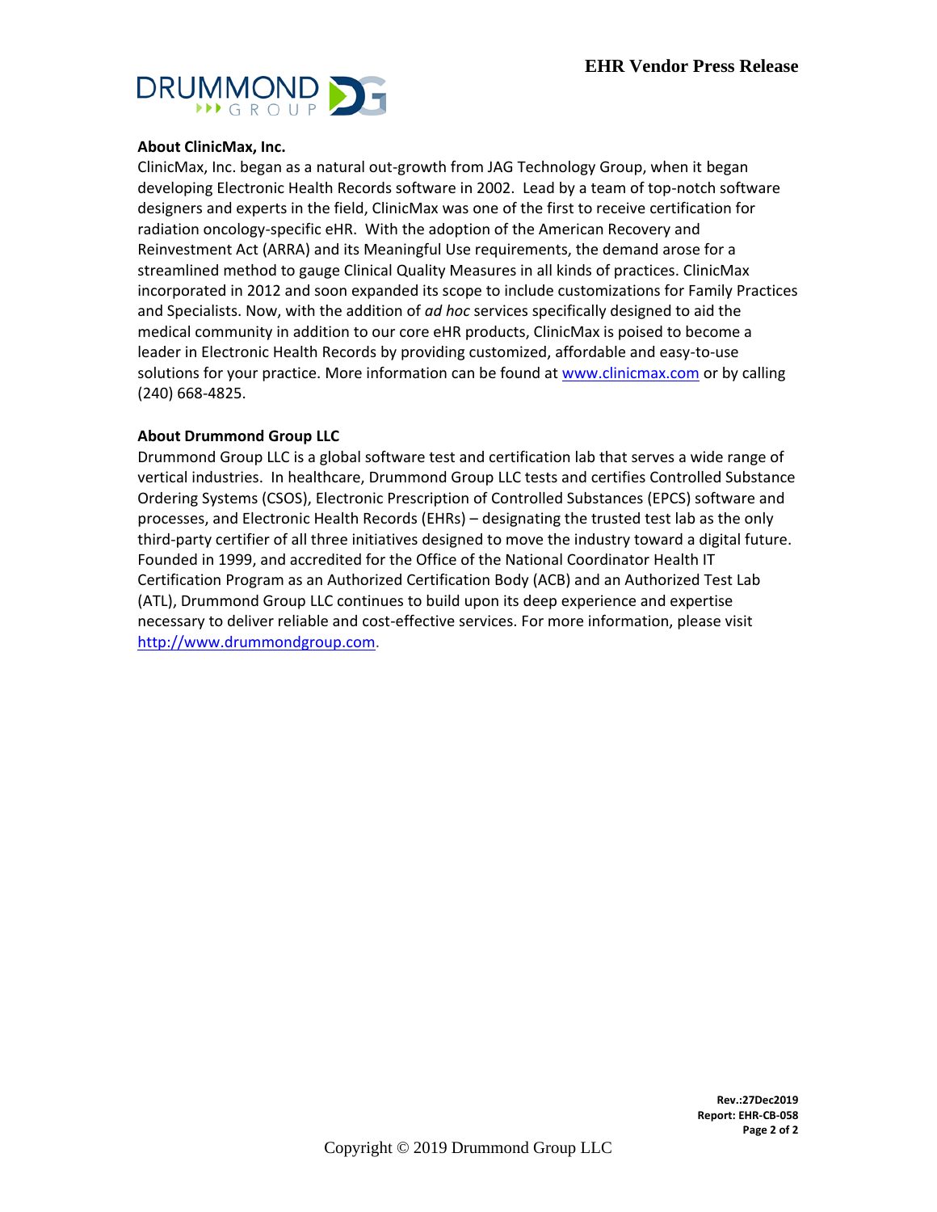## About ClinicMax, Inc.

ClinicMax, Inc. began as a natural out-growth from JAG Technology Group, when it began developing Electronic Health Records software in 2002. Lead by a team of top-notch software designers and experts in the field, ClinicMax was one of the first to receive certification for radiation oncology-specific eHR. With the adoption of the American Recovery and Reinvestment Act (ARRA) and its Meaningful Use requirements, the demand arose for a streamlined method to gauge Clinical Quality Measures in all kinds of practices. ClinicMax incorporated in 2012 and soon expanded its scope to include customizations for Family Practices and Specialists. Now, with the addition of *ad hoc* services specifically designed to aid the medical community in addition to our core eHR products, ClinicMax is poised to become a leader in Electronic Health Records by providing customized, affordable and easy-to-use solutions for your practice. More information can be found at www.clinicmax.com or by calling (240) 668-4825.

## About Drummond Group LLC

Drummond Group LLC is a global software test and certification lab that serves a wide range of vertical industries. In healthcare, Drummond Group LLC tests and certifies Controlled Substance Ordering Systems (CSOS), Electronic Prescription of Controlled Substances (EPCS) software and processes, and Electronic Health Records (EHRs) – designating the trusted test lab as the only third-party certifier of all three initiatives designed to move the industry toward a digital future. Founded in 1999, and accredited for the Office of the National Coordinator Health IT Certification Program as an Authorized Certification Body (ACB) and an Authorized Test Lab (ATL), Drummond Group LLC continues to build upon its deep experience and expertise necessary to deliver reliable and cost-effective services. For more information, please visit http://www.drummondgroup.com.

**Rev.:27Dec2019**
**Report: EHR-CB-058**